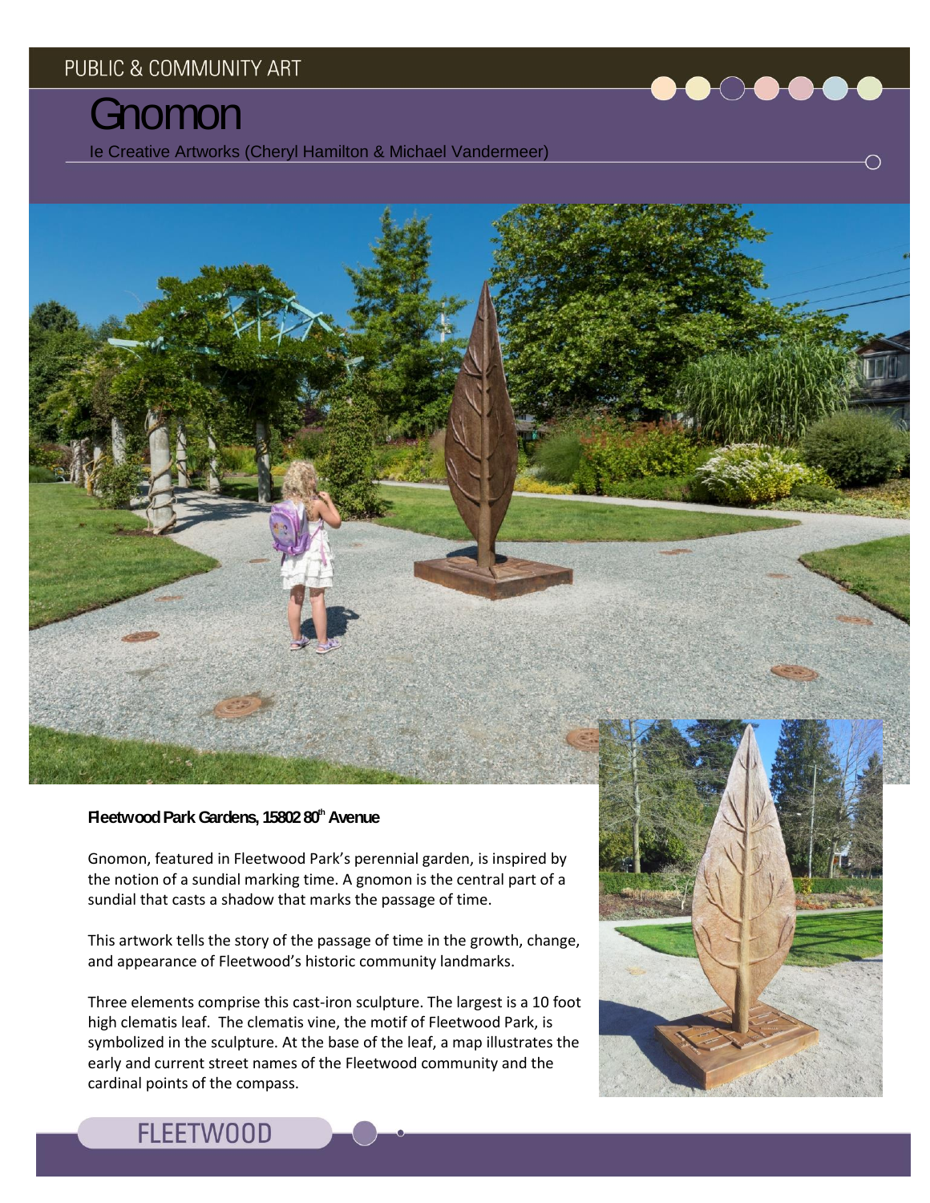PUBLIC & COMMUNITY ART

# Gnomon

Ie Creative Artworks (Cheryl Hamilton & Michael Vandermeer)

**Fleetwood Park Gardens, 15802 80th Avenue**

Gnomon, featured in Fleetwood Park's perennial garden, is inspired by the notion of a sundial marking time. A gnomon is the central part of a sundial that casts a shadow that marks the passage of time.

This artwork tells the story of the passage of time in the growth, change, and appearance of Fleetwood's historic community landmarks.

Three elements comprise this cast-iron sculpture. The largest is a 10 foot high clematis leaf. The clematis vine, the motif of Fleetwood Park, is symbolized in the sculpture. At the base of the leaf, a map illustrates the early and current street names of the Fleetwood community and the cardinal points of the compass.

FLEETWOOD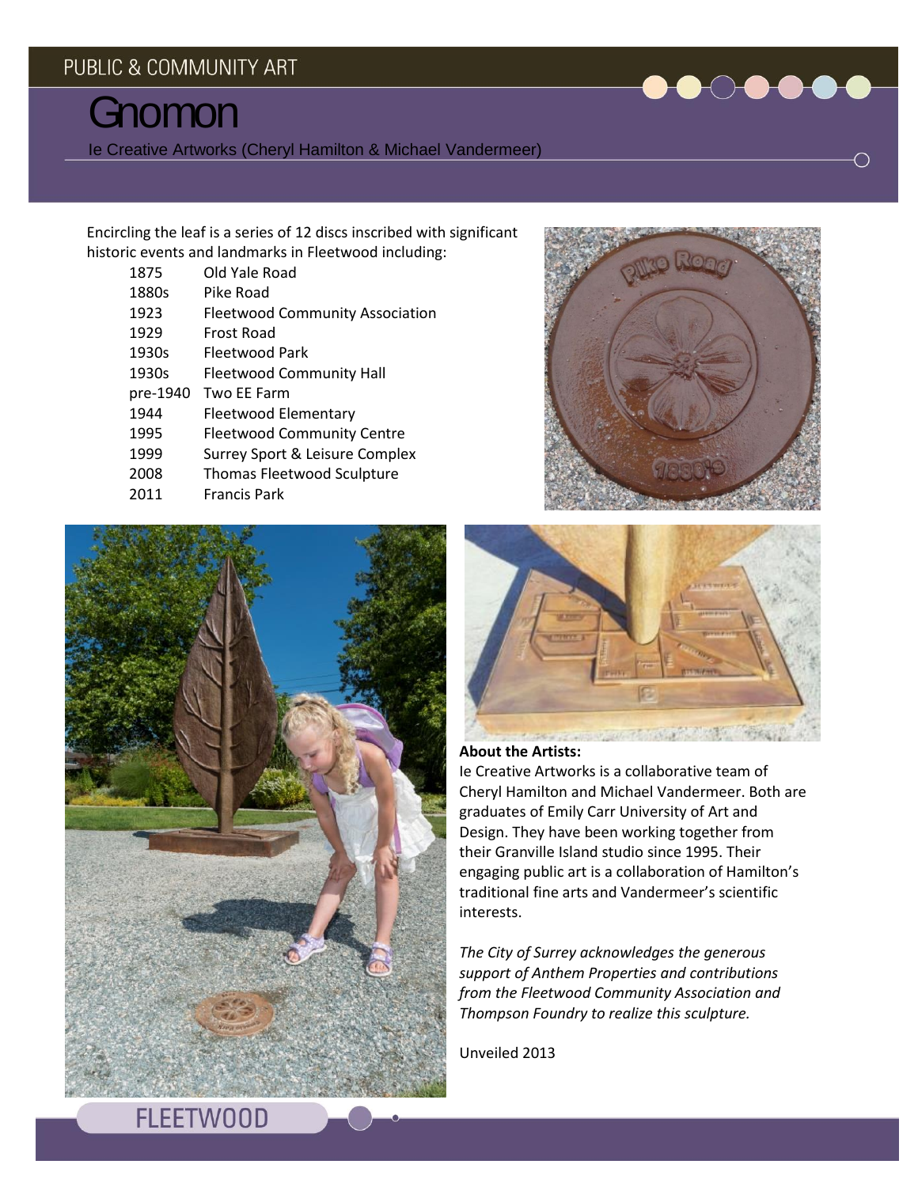PUBLIC & COMMUNITY ART

# Gnomon

Ie Creative Artworks (Cheryl Hamilton & Michael Vandermeer)

Encircling the leaf is a series of 12 discs inscribed with significant historic events and landmarks in Fleetwood including:

| | |
|---|---|
| 1875 | Old Yale Road |
| 1880s | Pike Road |
| 1923 | Fleetwood Community Association |
| 1929 | Frost Road |
| 1930s | Fleetwood Park |
| 1930s | Fleetwood Community Hall |
| pre-1940 | Two EE Farm |
| 1944 | Fleetwood Elementary |
| 1995 | Fleetwood Community Centre |
| 1999 | Surrey Sport & Leisure Complex |
| 2008 | Thomas Fleetwood Sculpture |
| 2011 | Francis Park |

**About the Artists:**
Ie Creative Artworks is a collaborative team of Cheryl Hamilton and Michael Vandermeer. Both are graduates of Emily Carr University of Art and Design. They have been working together from their Granville Island studio since 1995. Their engaging public art is a collaboration of Hamilton's traditional fine arts and Vandermeer's scientific interests.

*The City of Surrey acknowledges the generous support of Anthem Properties and contributions from the Fleetwood Community Association and Thompson Foundry to realize this sculpture.*

Unveiled 2013

FLEETWOOD